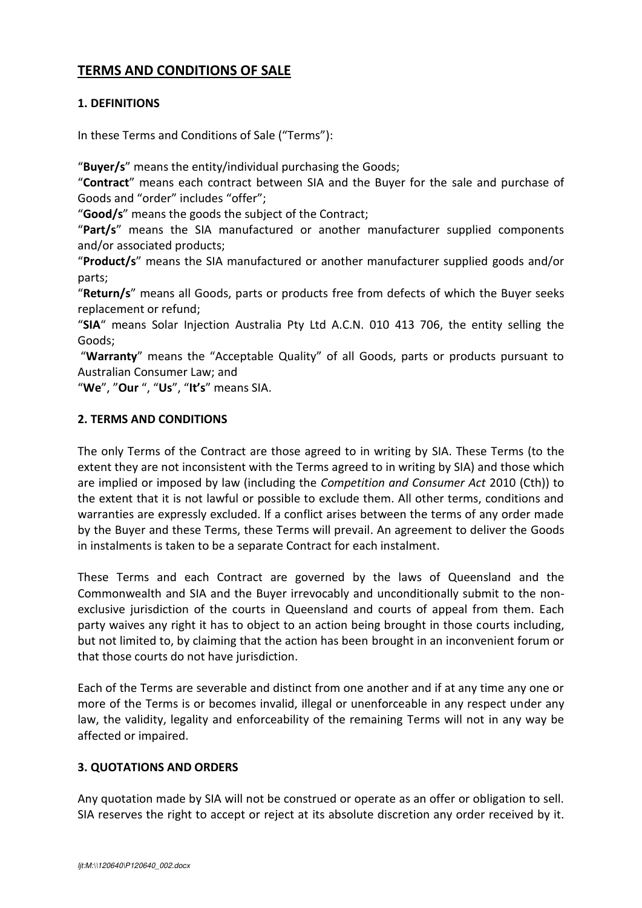# TERMS AND CONDITIONS OF SALE

## 1. DEFINITIONS

In these Terms and Conditions of Sale ("Terms"):

"**Buyer/s**" means the entity/individual purchasing the Goods;
"**Contract**" means each contract between SIA and the Buyer for the sale and purchase of Goods and "order" includes "offer";
"**Good/s**" means the goods the subject of the Contract;
"**Part/s**" means the SIA manufactured or another manufacturer supplied components and/or associated products;
"**Product/s**" means the SIA manufactured or another manufacturer supplied goods and/or parts;
"**Return/s**" means all Goods, parts or products free from defects of which the Buyer seeks replacement or refund;
"**SIA**" means Solar Injection Australia Pty Ltd A.C.N. 010 413 706, the entity selling the Goods;
"**Warranty**" means the "Acceptable Quality" of all Goods, parts or products pursuant to Australian Consumer Law; and
"**We**", "**Our** ", "**Us**", "**It's**" means SIA.

## 2. TERMS AND CONDITIONS

The only Terms of the Contract are those agreed to in writing by SIA. These Terms (to the extent they are not inconsistent with the Terms agreed to in writing by SIA) and those which are implied or imposed by law (including the *Competition and Consumer Act* 2010 (Cth)) to the extent that it is not lawful or possible to exclude them. All other terms, conditions and warranties are expressly excluded. If a conflict arises between the terms of any order made by the Buyer and these Terms, these Terms will prevail. An agreement to deliver the Goods in instalments is taken to be a separate Contract for each instalment.

These Terms and each Contract are governed by the laws of Queensland and the Commonwealth and SIA and the Buyer irrevocably and unconditionally submit to the non-exclusive jurisdiction of the courts in Queensland and courts of appeal from them. Each party waives any right it has to object to an action being brought in those courts including, but not limited to, by claiming that the action has been brought in an inconvenient forum or that those courts do not have jurisdiction.

Each of the Terms are severable and distinct from one another and if at any time any one or more of the Terms is or becomes invalid, illegal or unenforceable in any respect under any law, the validity, legality and enforceability of the remaining Terms will not in any way be affected or impaired.

## 3. QUOTATIONS AND ORDERS

Any quotation made by SIA will not be construed or operate as an offer or obligation to sell. SIA reserves the right to accept or reject at its absolute discretion any order received by it.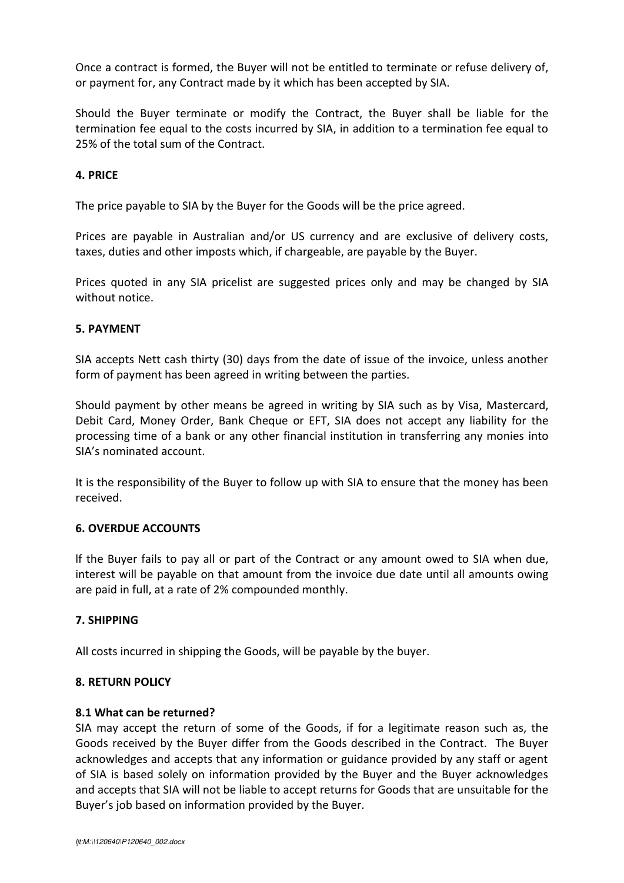Once a contract is formed, the Buyer will not be entitled to terminate or refuse delivery of, or payment for, any Contract made by it which has been accepted by SIA.

Should the Buyer terminate or modify the Contract, the Buyer shall be liable for the termination fee equal to the costs incurred by SIA, in addition to a termination fee equal to 25% of the total sum of the Contract.

**4. PRICE**

The price payable to SIA by the Buyer for the Goods will be the price agreed.

Prices are payable in Australian and/or US currency and are exclusive of delivery costs, taxes, duties and other imposts which, if chargeable, are payable by the Buyer.

Prices quoted in any SIA pricelist are suggested prices only and may be changed by SIA without notice.

**5. PAYMENT**

SIA accepts Nett cash thirty (30) days from the date of issue of the invoice, unless another form of payment has been agreed in writing between the parties.

Should payment by other means be agreed in writing by SIA such as by Visa, Mastercard, Debit Card, Money Order, Bank Cheque or EFT, SIA does not accept any liability for the processing time of a bank or any other financial institution in transferring any monies into SIA's nominated account.

It is the responsibility of the Buyer to follow up with SIA to ensure that the money has been received.

**6. OVERDUE ACCOUNTS**

lf the Buyer fails to pay all or part of the Contract or any amount owed to SIA when due, interest will be payable on that amount from the invoice due date until all amounts owing are paid in full, at a rate of 2% compounded monthly.

**7. SHIPPING**

All costs incurred in shipping the Goods, will be payable by the buyer.

**8. RETURN POLICY**

**8.1 What can be returned?**

SIA may accept the return of some of the Goods, if for a legitimate reason such as, the Goods received by the Buyer differ from the Goods described in the Contract. The Buyer acknowledges and accepts that any information or guidance provided by any staff or agent of SIA is based solely on information provided by the Buyer and the Buyer acknowledges and accepts that SIA will not be liable to accept returns for Goods that are unsuitable for the Buyer's job based on information provided by the Buyer.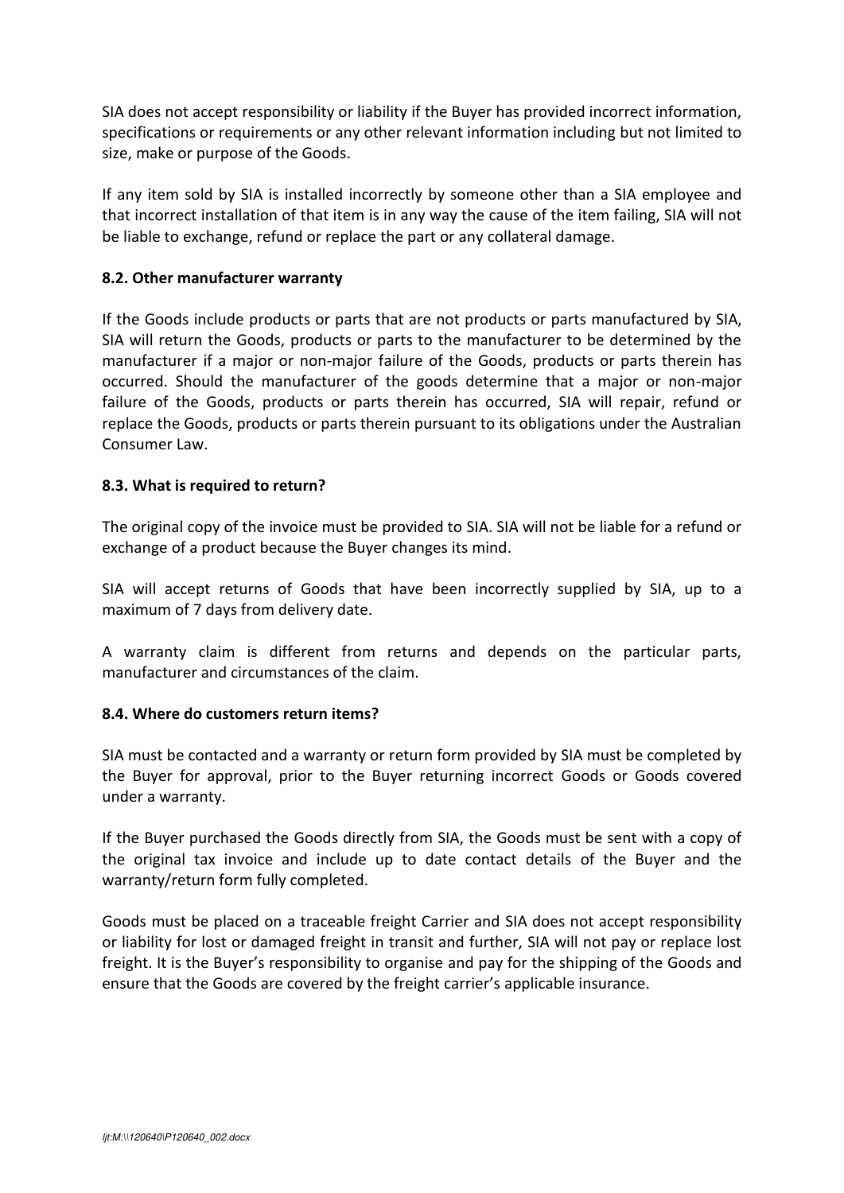SIA does not accept responsibility or liability if the Buyer has provided incorrect information, specifications or requirements or any other relevant information including but not limited to size, make or purpose of the Goods.

If any item sold by SIA is installed incorrectly by someone other than a SIA employee and that incorrect installation of that item is in any way the cause of the item failing, SIA will not be liable to exchange, refund or replace the part or any collateral damage.

**8.2. Other manufacturer warranty**

If the Goods include products or parts that are not products or parts manufactured by SIA, SIA will return the Goods, products or parts to the manufacturer to be determined by the manufacturer if a major or non-major failure of the Goods, products or parts therein has occurred. Should the manufacturer of the goods determine that a major or non-major failure of the Goods, products or parts therein has occurred, SIA will repair, refund or replace the Goods, products or parts therein pursuant to its obligations under the Australian Consumer Law.

**8.3. What is required to return?**

The original copy of the invoice must be provided to SIA. SIA will not be liable for a refund or exchange of a product because the Buyer changes its mind.

SIA will accept returns of Goods that have been incorrectly supplied by SIA, up to a maximum of 7 days from delivery date.

A warranty claim is different from returns and depends on the particular parts, manufacturer and circumstances of the claim.

**8.4. Where do customers return items?**

SIA must be contacted and a warranty or return form provided by SIA must be completed by the Buyer for approval, prior to the Buyer returning incorrect Goods or Goods covered under a warranty.

If the Buyer purchased the Goods directly from SIA, the Goods must be sent with a copy of the original tax invoice and include up to date contact details of the Buyer and the warranty/return form fully completed.

Goods must be placed on a traceable freight Carrier and SIA does not accept responsibility or liability for lost or damaged freight in transit and further, SIA will not pay or replace lost freight. It is the Buyer's responsibility to organise and pay for the shipping of the Goods and ensure that the Goods are covered by the freight carrier's applicable insurance.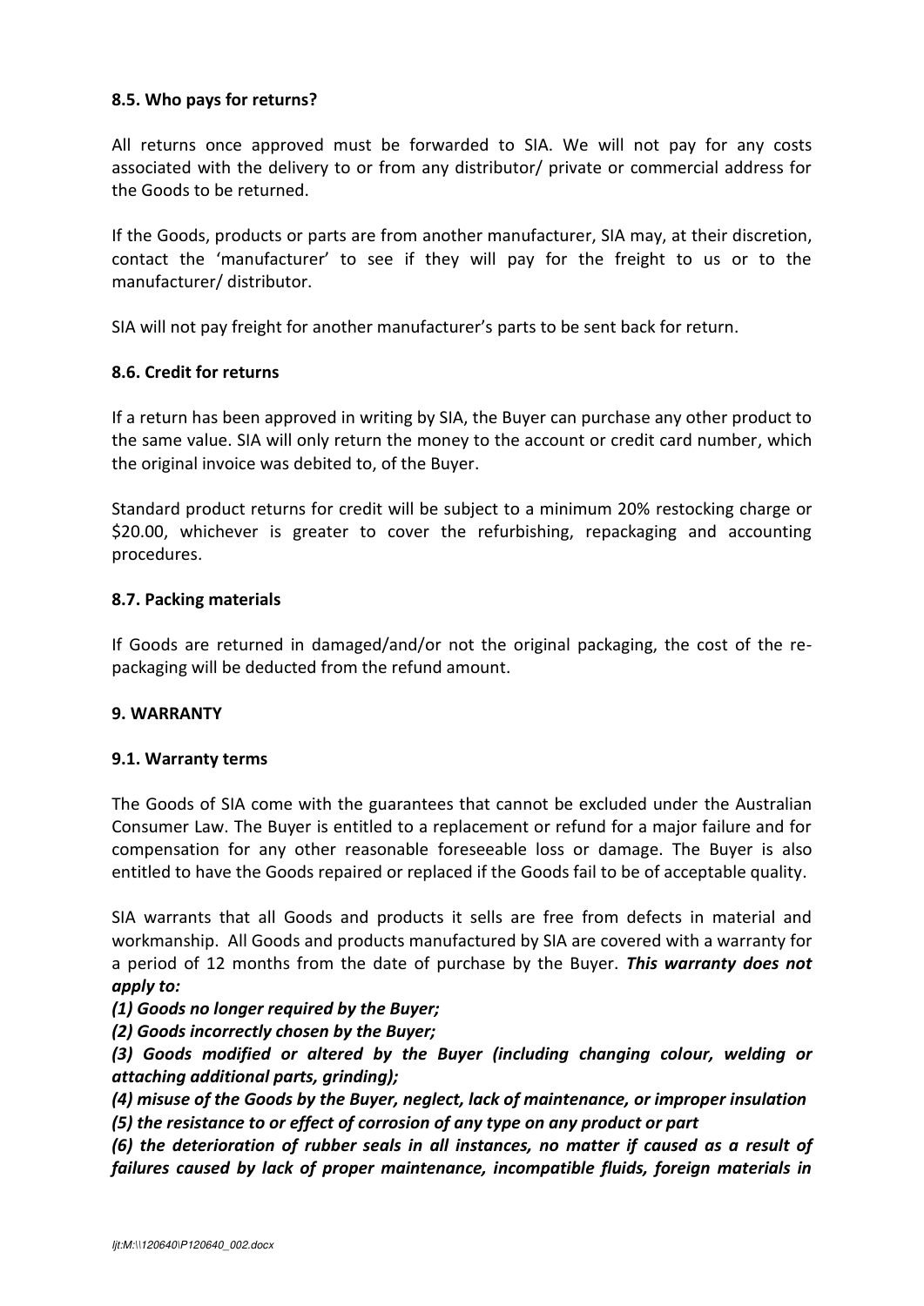**8.5. Who pays for returns?**

All returns once approved must be forwarded to SIA. We will not pay for any costs associated with the delivery to or from any distributor/ private or commercial address for the Goods to be returned.

If the Goods, products or parts are from another manufacturer, SIA may, at their discretion, contact the 'manufacturer' to see if they will pay for the freight to us or to the manufacturer/ distributor.

SIA will not pay freight for another manufacturer's parts to be sent back for return.

**8.6. Credit for returns**

If a return has been approved in writing by SIA, the Buyer can purchase any other product to the same value. SIA will only return the money to the account or credit card number, which the original invoice was debited to, of the Buyer.

Standard product returns for credit will be subject to a minimum 20% restocking charge or $20.00, whichever is greater to cover the refurbishing, repackaging and accounting procedures.

**8.7. Packing materials**

If Goods are returned in damaged/and/or not the original packaging, the cost of the re-packaging will be deducted from the refund amount.

**9. WARRANTY**

**9.1. Warranty terms**

The Goods of SIA come with the guarantees that cannot be excluded under the Australian Consumer Law. The Buyer is entitled to a replacement or refund for a major failure and for compensation for any other reasonable foreseeable loss or damage. The Buyer is also entitled to have the Goods repaired or replaced if the Goods fail to be of acceptable quality.

SIA warrants that all Goods and products it sells are free from defects in material and workmanship. All Goods and products manufactured by SIA are covered with a warranty for a period of 12 months from the date of purchase by the Buyer. ***This warranty does not apply to:***

***(1) Goods no longer required by the Buyer;***

***(2) Goods incorrectly chosen by the Buyer;***

***(3) Goods modified or altered by the Buyer (including changing colour, welding or attaching additional parts, grinding);***

***(4) misuse of the Goods by the Buyer, neglect, lack of maintenance, or improper insulation***

***(5) the resistance to or effect of corrosion of any type on any product or part***

***(6) the deterioration of rubber seals in all instances, no matter if caused as a result of failures caused by lack of proper maintenance, incompatible fluids, foreign materials in***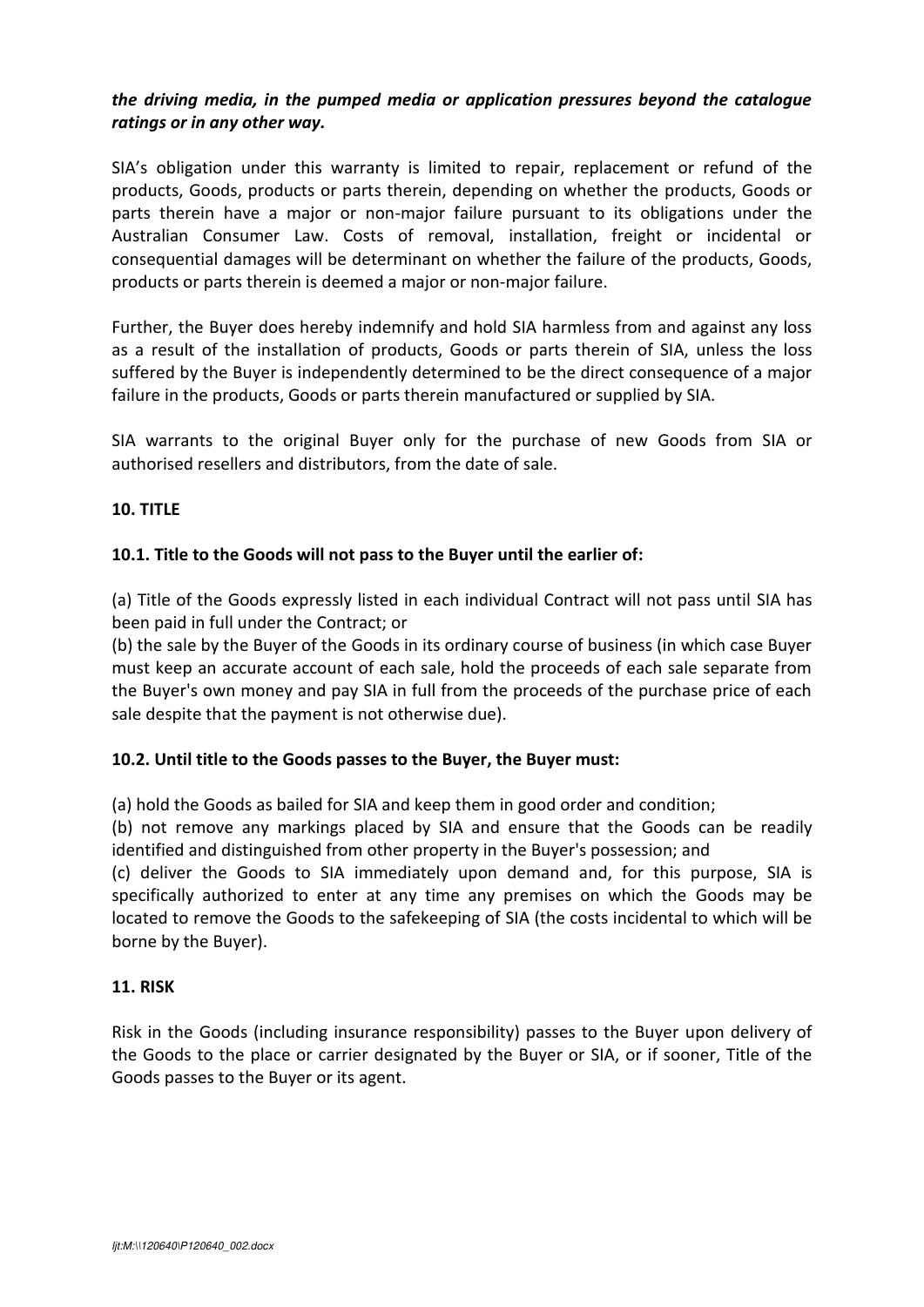***the driving media, in the pumped media or application pressures beyond the catalogue ratings or in any other way.***

SIA's obligation under this warranty is limited to repair, replacement or refund of the products, Goods, products or parts therein, depending on whether the products, Goods or parts therein have a major or non-major failure pursuant to its obligations under the Australian Consumer Law. Costs of removal, installation, freight or incidental or consequential damages will be determinant on whether the failure of the products, Goods, products or parts therein is deemed a major or non-major failure.

Further, the Buyer does hereby indemnify and hold SIA harmless from and against any loss as a result of the installation of products, Goods or parts therein of SIA, unless the loss suffered by the Buyer is independently determined to be the direct consequence of a major failure in the products, Goods or parts therein manufactured or supplied by SIA.

SIA warrants to the original Buyer only for the purchase of new Goods from SIA or authorised resellers and distributors, from the date of sale.

**10. TITLE**

**10.1. Title to the Goods will not pass to the Buyer until the earlier of:**

(a) Title of the Goods expressly listed in each individual Contract will not pass until SIA has been paid in full under the Contract; or
(b) the sale by the Buyer of the Goods in its ordinary course of business (in which case Buyer must keep an accurate account of each sale, hold the proceeds of each sale separate from the Buyer's own money and pay SIA in full from the proceeds of the purchase price of each sale despite that the payment is not otherwise due).

**10.2. Until title to the Goods passes to the Buyer, the Buyer must:**

(a) hold the Goods as bailed for SIA and keep them in good order and condition;
(b) not remove any markings placed by SIA and ensure that the Goods can be readily identified and distinguished from other property in the Buyer's possession; and
(c) deliver the Goods to SIA immediately upon demand and, for this purpose, SIA is specifically authorized to enter at any time any premises on which the Goods may be located to remove the Goods to the safekeeping of SIA (the costs incidental to which will be borne by the Buyer).

**11. RISK**

Risk in the Goods (including insurance responsibility) passes to the Buyer upon delivery of the Goods to the place or carrier designated by the Buyer or SIA, or if sooner, Title of the Goods passes to the Buyer or its agent.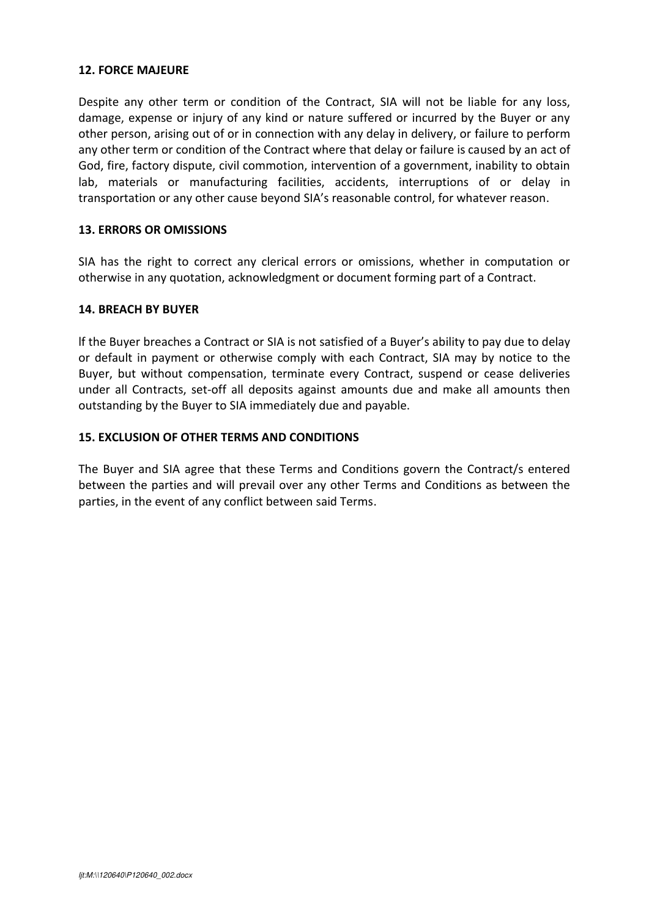**12. FORCE MAJEURE**

Despite any other term or condition of the Contract, SIA will not be liable for any loss, damage, expense or injury of any kind or nature suffered or incurred by the Buyer or any other person, arising out of or in connection with any delay in delivery, or failure to perform any other term or condition of the Contract where that delay or failure is caused by an act of God, fire, factory dispute, civil commotion, intervention of a government, inability to obtain lab, materials or manufacturing facilities, accidents, interruptions of or delay in transportation or any other cause beyond SIA's reasonable control, for whatever reason.

**13. ERRORS OR OMISSIONS**

SIA has the right to correct any clerical errors or omissions, whether in computation or otherwise in any quotation, acknowledgment or document forming part of a Contract.

**14. BREACH BY BUYER**

lf the Buyer breaches a Contract or SIA is not satisfied of a Buyer's ability to pay due to delay or default in payment or otherwise comply with each Contract, SIA may by notice to the Buyer, but without compensation, terminate every Contract, suspend or cease deliveries under all Contracts, set-off all deposits against amounts due and make all amounts then outstanding by the Buyer to SIA immediately due and payable.

**15. EXCLUSION OF OTHER TERMS AND CONDITIONS**

The Buyer and SIA agree that these Terms and Conditions govern the Contract/s entered between the parties and will prevail over any other Terms and Conditions as between the parties, in the event of any conflict between said Terms.

*ljt:M:\\120640\P120640_002.docx*